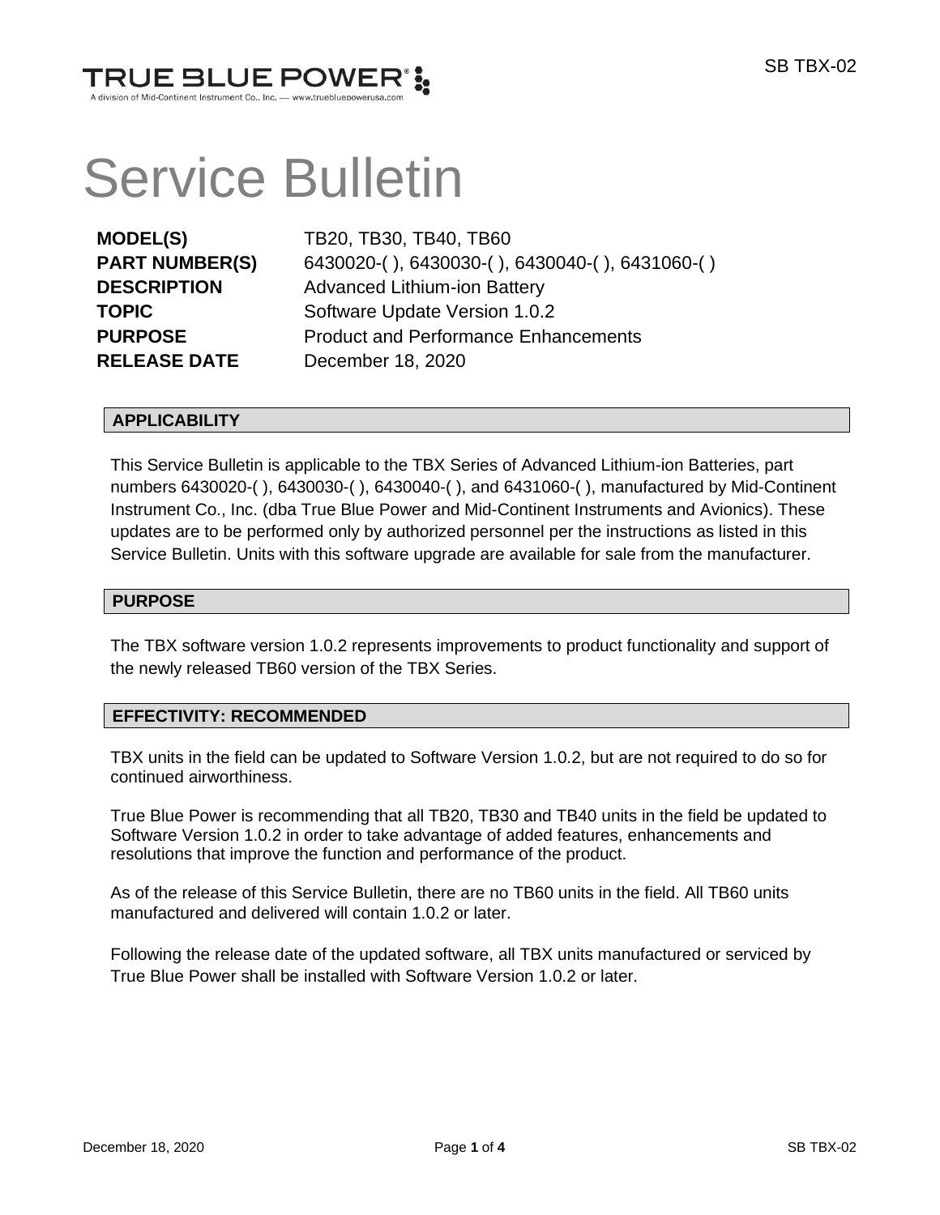# Service Bulletin

| | |
|---|---|
| **MODEL(S)** | TB20, TB30, TB40, TB60 |
| **PART NUMBER(S)** | 6430020-( ), 6430030-( ), 6430040-( ), 6431060-( ) |
| **DESCRIPTION** | Advanced Lithium-ion Battery |
| **TOPIC** | Software Update Version 1.0.2 |
| **PURPOSE** | Product and Performance Enhancements |
| **RELEASE DATE** | December 18, 2020 |

## APPLICABILITY

This Service Bulletin is applicable to the TBX Series of Advanced Lithium-ion Batteries, part numbers 6430020-( ), 6430030-( ), 6430040-( ), and 6431060-( ), manufactured by Mid-Continent Instrument Co., Inc. (dba True Blue Power and Mid-Continent Instruments and Avionics). These updates are to be performed only by authorized personnel per the instructions as listed in this Service Bulletin. Units with this software upgrade are available for sale from the manufacturer.

## PURPOSE

The TBX software version 1.0.2 represents improvements to product functionality and support of the newly released TB60 version of the TBX Series.

## EFFECTIVITY: RECOMMENDED

TBX units in the field can be updated to Software Version 1.0.2, but are not required to do so for continued airworthiness.

True Blue Power is recommending that all TB20, TB30 and TB40 units in the field be updated to Software Version 1.0.2 in order to take advantage of added features, enhancements and resolutions that improve the function and performance of the product.

As of the release of this Service Bulletin, there are no TB60 units in the field. All TB60 units manufactured and delivered will contain 1.0.2 or later.

Following the release date of the updated software, all TBX units manufactured or serviced by True Blue Power shall be installed with Software Version 1.0.2 or later.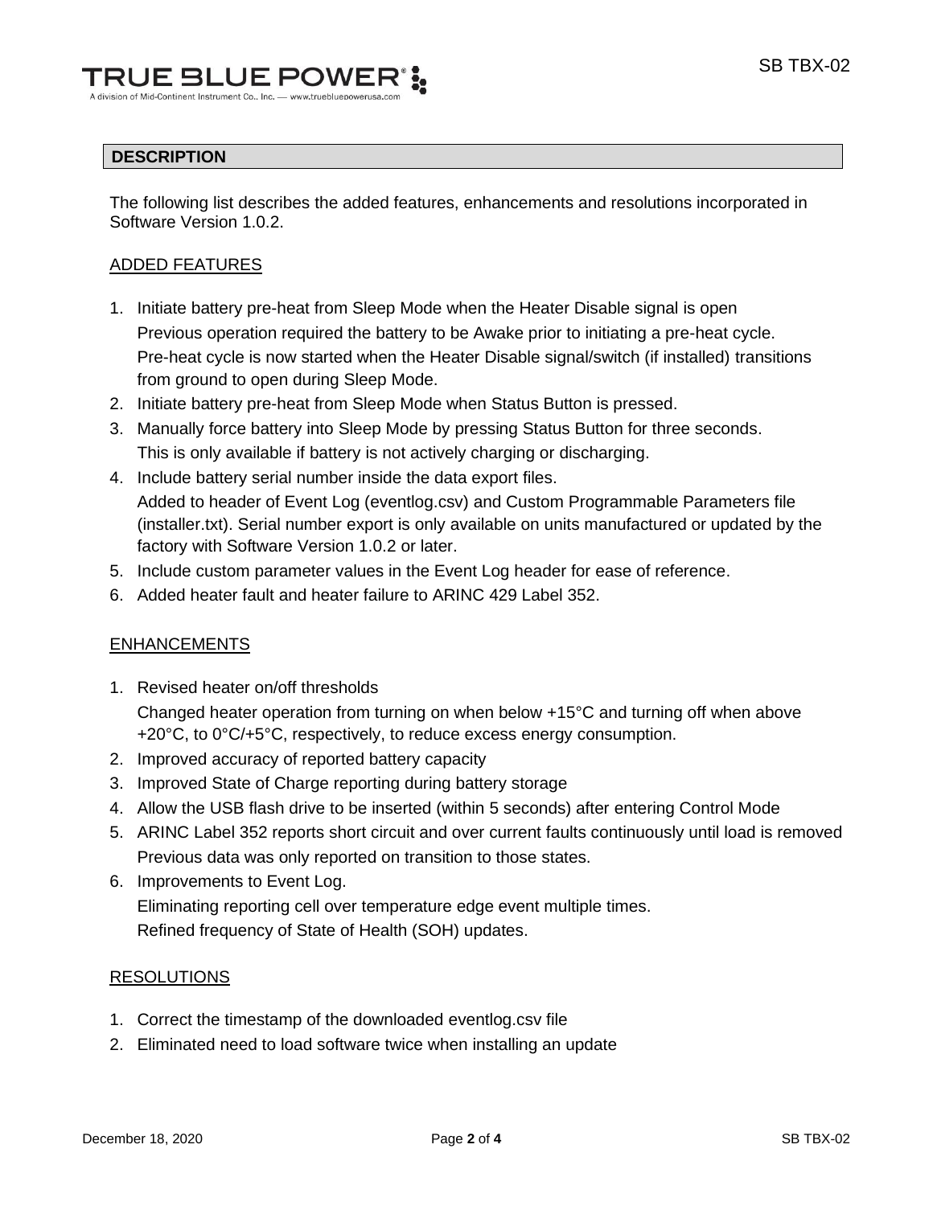## DESCRIPTION

The following list describes the added features, enhancements and resolutions incorporated in Software Version 1.0.2.

### ADDED FEATURES

1. Initiate battery pre-heat from Sleep Mode when the Heater Disable signal is open
   Previous operation required the battery to be Awake prior to initiating a pre-heat cycle. Pre-heat cycle is now started when the Heater Disable signal/switch (if installed) transitions from ground to open during Sleep Mode.
2. Initiate battery pre-heat from Sleep Mode when Status Button is pressed.
3. Manually force battery into Sleep Mode by pressing Status Button for three seconds.
   This is only available if battery is not actively charging or discharging.
4. Include battery serial number inside the data export files.
   Added to header of Event Log (eventlog.csv) and Custom Programmable Parameters file (installer.txt). Serial number export is only available on units manufactured or updated by the factory with Software Version 1.0.2 or later.
5. Include custom parameter values in the Event Log header for ease of reference.
6. Added heater fault and heater failure to ARINC 429 Label 352.

### ENHANCEMENTS

1. Revised heater on/off thresholds
   Changed heater operation from turning on when below +15°C and turning off when above +20°C, to 0°C/+5°C, respectively, to reduce excess energy consumption.
2. Improved accuracy of reported battery capacity
3. Improved State of Charge reporting during battery storage
4. Allow the USB flash drive to be inserted (within 5 seconds) after entering Control Mode
5. ARINC Label 352 reports short circuit and over current faults continuously until load is removed
   Previous data was only reported on transition to those states.
6. Improvements to Event Log.
   Eliminating reporting cell over temperature edge event multiple times.
   Refined frequency of State of Health (SOH) updates.

### RESOLUTIONS

1. Correct the timestamp of the downloaded eventlog.csv file
2. Eliminated need to load software twice when installing an update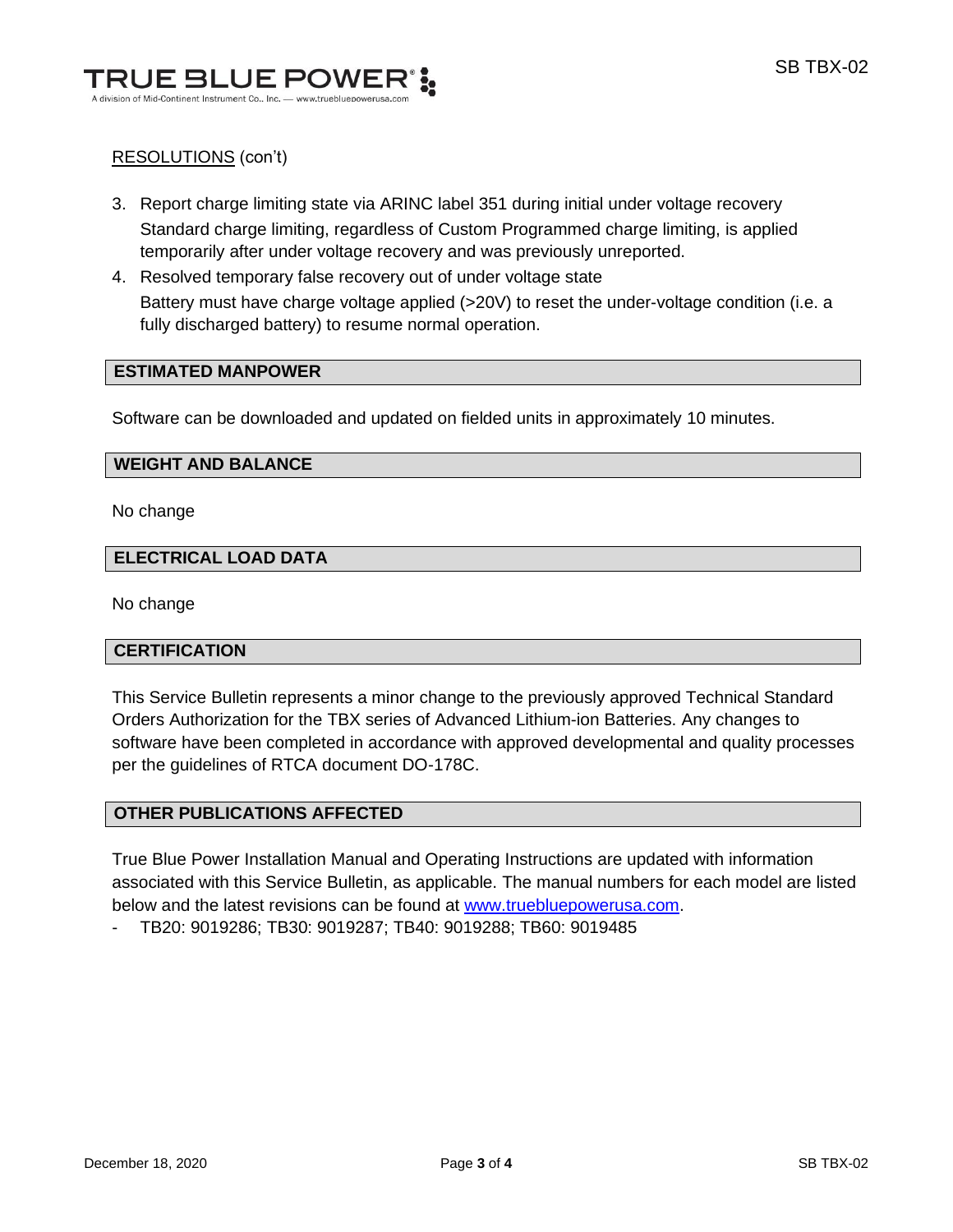RESOLUTIONS (con't)

3. Report charge limiting state via ARINC label 351 during initial under voltage recovery
   Standard charge limiting, regardless of Custom Programmed charge limiting, is applied temporarily after under voltage recovery and was previously unreported.
4. Resolved temporary false recovery out of under voltage state
   Battery must have charge voltage applied (>20V) to reset the under-voltage condition (i.e. a fully discharged battery) to resume normal operation.

## ESTIMATED MANPOWER

Software can be downloaded and updated on fielded units in approximately 10 minutes.

## WEIGHT AND BALANCE

No change

## ELECTRICAL LOAD DATA

No change

## CERTIFICATION

This Service Bulletin represents a minor change to the previously approved Technical Standard Orders Authorization for the TBX series of Advanced Lithium-ion Batteries. Any changes to software have been completed in accordance with approved developmental and quality processes per the guidelines of RTCA document DO-178C.

## OTHER PUBLICATIONS AFFECTED

True Blue Power Installation Manual and Operating Instructions are updated with information associated with this Service Bulletin, as applicable. The manual numbers for each model are listed below and the latest revisions can be found at www.truebluepowerusa.com.

- TB20: 9019286; TB30: 9019287; TB40: 9019288; TB60: 9019485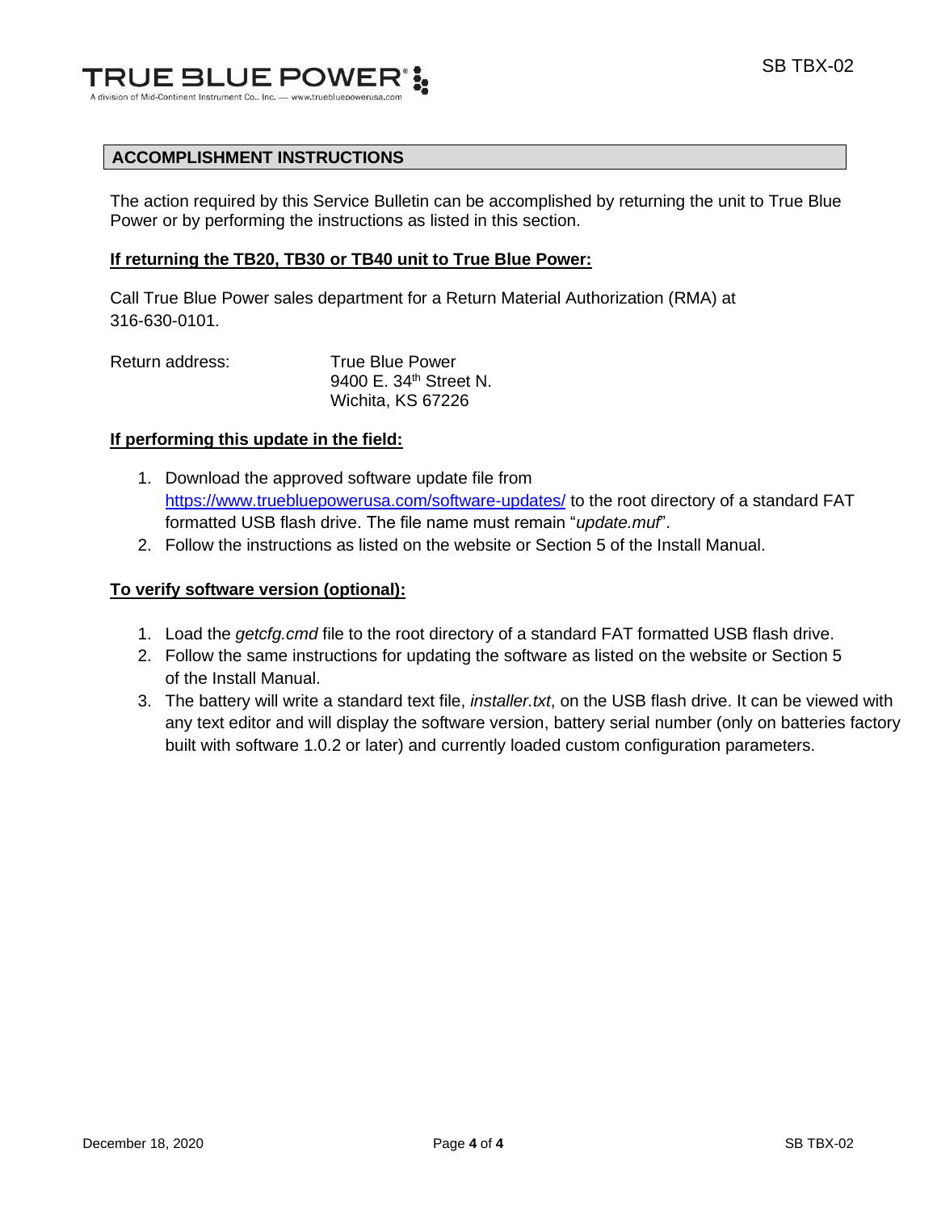## ACCOMPLISHMENT INSTRUCTIONS

The action required by this Service Bulletin can be accomplished by returning the unit to True Blue Power or by performing the instructions as listed in this section.

**If returning the TB20, TB30 or TB40 unit to True Blue Power:**

Call True Blue Power sales department for a Return Material Authorization (RMA) at 316-630-0101.

Return address: True Blue Power
9400 E. 34th Street N.
Wichita, KS 67226

**If performing this update in the field:**

1. Download the approved software update file from https://www.truebluepowerusa.com/software-updates/ to the root directory of a standard FAT formatted USB flash drive. The file name must remain "*update.muf*".
2. Follow the instructions as listed on the website or Section 5 of the Install Manual.

**To verify software version (optional):**

1. Load the *getcfg.cmd* file to the root directory of a standard FAT formatted USB flash drive.
2. Follow the same instructions for updating the software as listed on the website or Section 5 of the Install Manual.
3. The battery will write a standard text file, *installer.txt*, on the USB flash drive. It can be viewed with any text editor and will display the software version, battery serial number (only on batteries factory built with software 1.0.2 or later) and currently loaded custom configuration parameters.